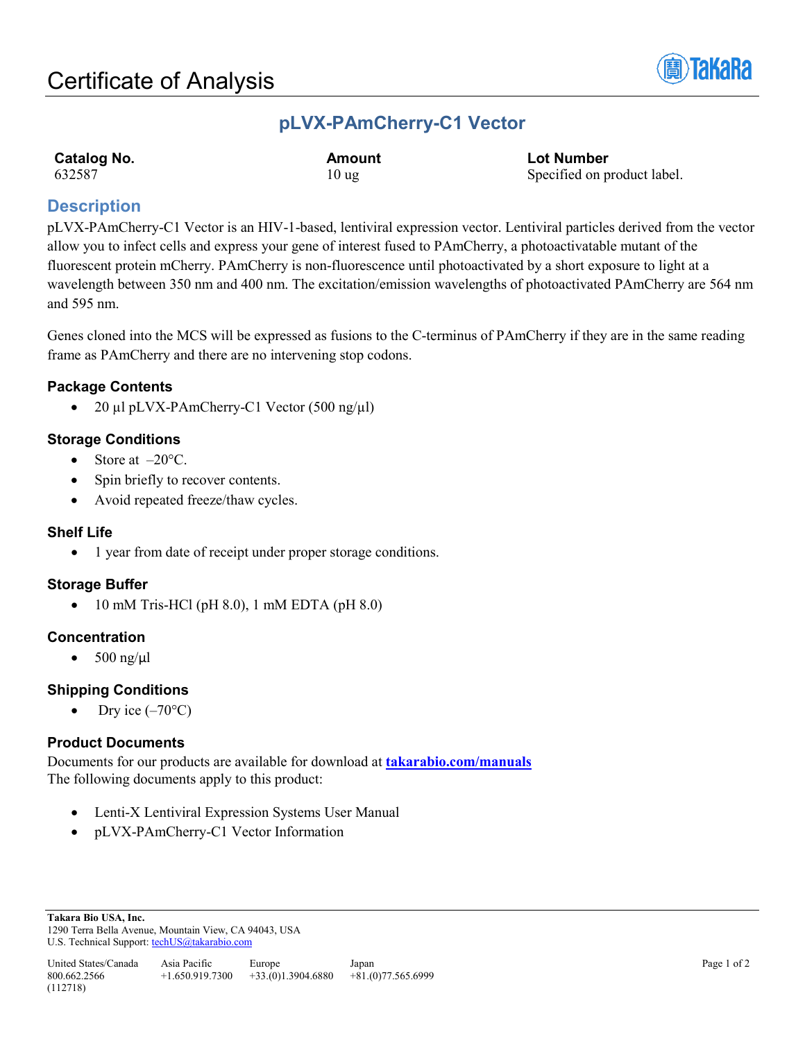# Certificate of Analysis

## pLVX-PAmCherry-C1 Vector

| Catalog No. | Amount | Lot Number |
|---|---|---|
| 632587 | 10 ug | Specified on product label. |

## Description

pLVX-PAmCherry-C1 Vector is an HIV-1-based, lentiviral expression vector. Lentiviral particles derived from the vector allow you to infect cells and express your gene of interest fused to PAmCherry, a photoactivatable mutant of the fluorescent protein mCherry. PAmCherry is non-fluorescence until photoactivated by a short exposure to light at a wavelength between 350 nm and 400 nm. The excitation/emission wavelengths of photoactivated PAmCherry are 564 nm and 595 nm.

Genes cloned into the MCS will be expressed as fusions to the C-terminus of PAmCherry if they are in the same reading frame as PAmCherry and there are no intervening stop codons.

### Package Contents

- 20 µl pLVX-PAmCherry-C1 Vector (500 ng/µl)

### Storage Conditions

- Store at –20°C.
- Spin briefly to recover contents.
- Avoid repeated freeze/thaw cycles.

### Shelf Life

- 1 year from date of receipt under proper storage conditions.

### Storage Buffer

- 10 mM Tris-HCl (pH 8.0), 1 mM EDTA (pH 8.0)

### Concentration

- 500 ng/µl

### Shipping Conditions

- Dry ice (–70°C)

### Product Documents

Documents for our products are available for download at **takarabio.com/manuals**
The following documents apply to this product:

- Lenti-X Lentiviral Expression Systems User Manual
- pLVX-PAmCherry-C1 Vector Information

**Takara Bio USA, Inc.**
1290 Terra Bella Avenue, Mountain View, CA 94043, USA
U.S. Technical Support: techUS@takarabio.com

| United States/Canada | Asia Pacific | Europe | Japan |
|---|---|---|---|
| 800.662.2566 | +1.650.919.7300 | +33.(0)1.3904.6880 | +81.(0)77.565.6999 |

(112718)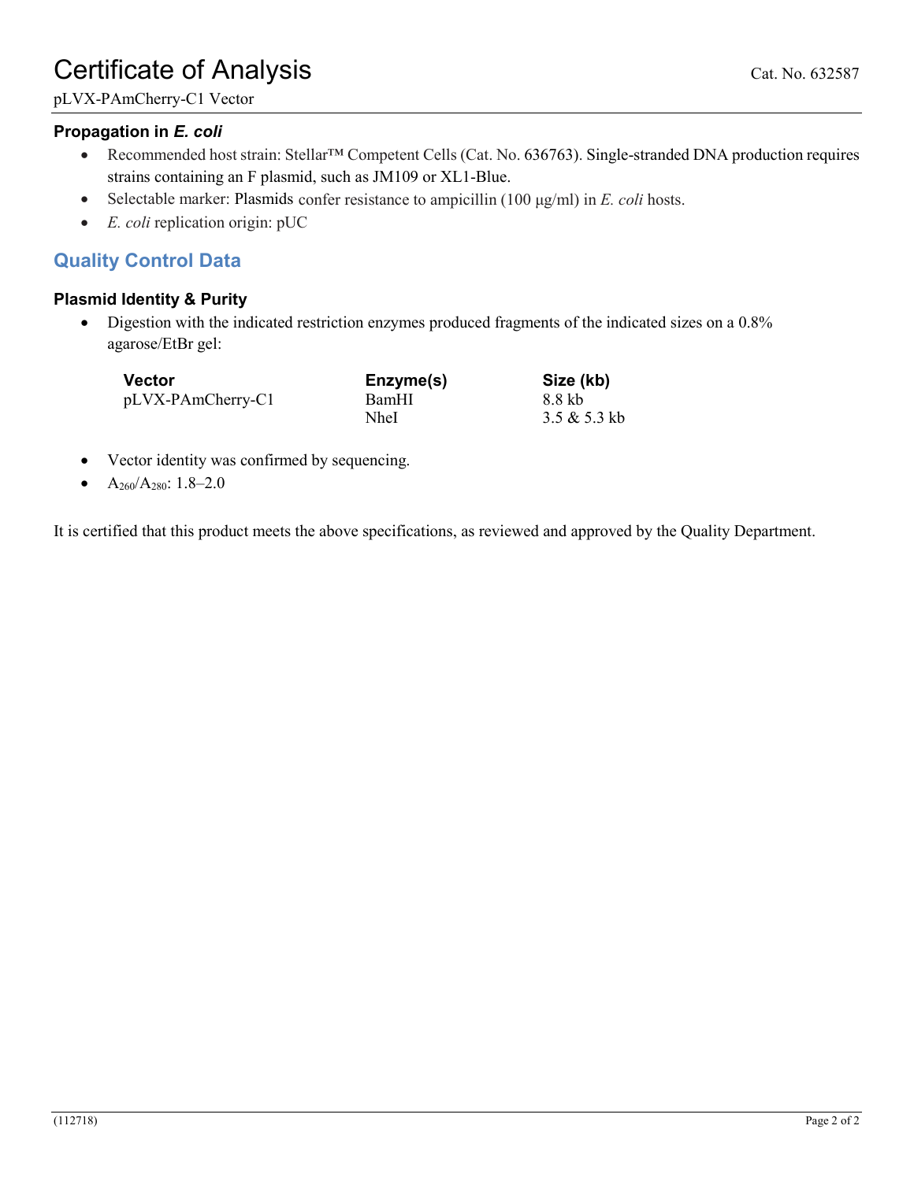### Propagation in *E. coli*

- Recommended host strain: Stellar™ Competent Cells (Cat. No. 636763). Single-stranded DNA production requires strains containing an F plasmid, such as JM109 or XL1-Blue.
- Selectable marker: Plasmids confer resistance to ampicillin (100 µg/ml) in *E. coli* hosts.
- *E. coli* replication origin: pUC

## Quality Control Data

### Plasmid Identity & Purity

- Digestion with the indicated restriction enzymes produced fragments of the indicated sizes on a 0.8% agarose/EtBr gel:

| Vector | Enzyme(s) | Size (kb) |
|---|---|---|
| pLVX-PAmCherry-C1 | BamHI | 8.8 kb |
| | NheI | 3.5 & 5.3 kb |

- Vector identity was confirmed by sequencing.
- $A_{260}/A_{280}$: 1.8–2.0

It is certified that this product meets the above specifications, as reviewed and approved by the Quality Department.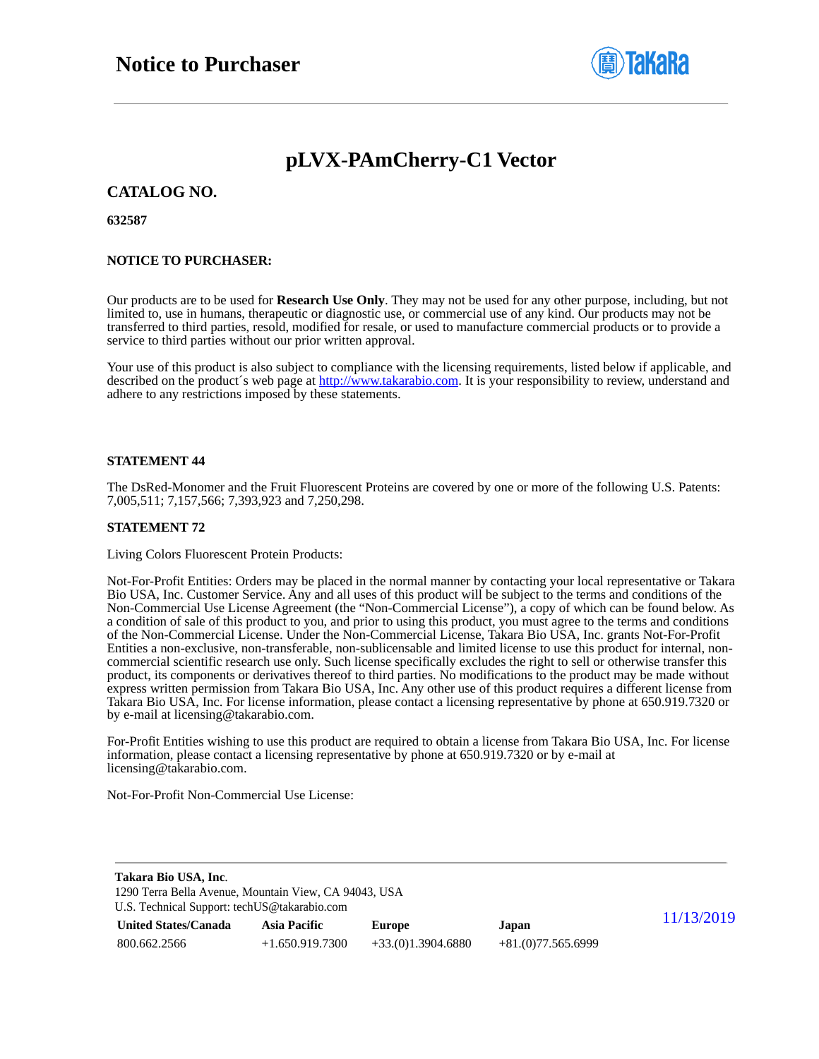# Notice to Purchaser

## pLVX-PAmCherry-C1 Vector

### CATALOG NO.

**632587**

**NOTICE TO PURCHASER:**

Our products are to be used for **Research Use Only**. They may not be used for any other purpose, including, but not limited to, use in humans, therapeutic or diagnostic use, or commercial use of any kind. Our products may not be transferred to third parties, resold, modified for resale, or used to manufacture commercial products or to provide a service to third parties without our prior written approval.

Your use of this product is also subject to compliance with the licensing requirements, listed below if applicable, and described on the product´s web page at http://www.takarabio.com. It is your responsibility to review, understand and adhere to any restrictions imposed by these statements.

**STATEMENT 44**

The DsRed-Monomer and the Fruit Fluorescent Proteins are covered by one or more of the following U.S. Patents: 7,005,511; 7,157,566; 7,393,923 and 7,250,298.

**STATEMENT 72**

Living Colors Fluorescent Protein Products:

Not-For-Profit Entities: Orders may be placed in the normal manner by contacting your local representative or Takara Bio USA, Inc. Customer Service. Any and all uses of this product will be subject to the terms and conditions of the Non-Commercial Use License Agreement (the "Non-Commercial License"), a copy of which can be found below. As a condition of sale of this product to you, and prior to using this product, you must agree to the terms and conditions of the Non-Commercial License. Under the Non-Commercial License, Takara Bio USA, Inc. grants Not-For-Profit Entities a non-exclusive, non-transferable, non-sublicensable and limited license to use this product for internal, non-commercial scientific research use only. Such license specifically excludes the right to sell or otherwise transfer this product, its components or derivatives thereof to third parties. No modifications to the product may be made without express written permission from Takara Bio USA, Inc. Any other use of this product requires a different license from Takara Bio USA, Inc. For license information, please contact a licensing representative by phone at 650.919.7320 or by e-mail at licensing@takarabio.com.

For-Profit Entities wishing to use this product are required to obtain a license from Takara Bio USA, Inc. For license information, please contact a licensing representative by phone at 650.919.7320 or by e-mail at licensing@takarabio.com.

Not-For-Profit Non-Commercial Use License: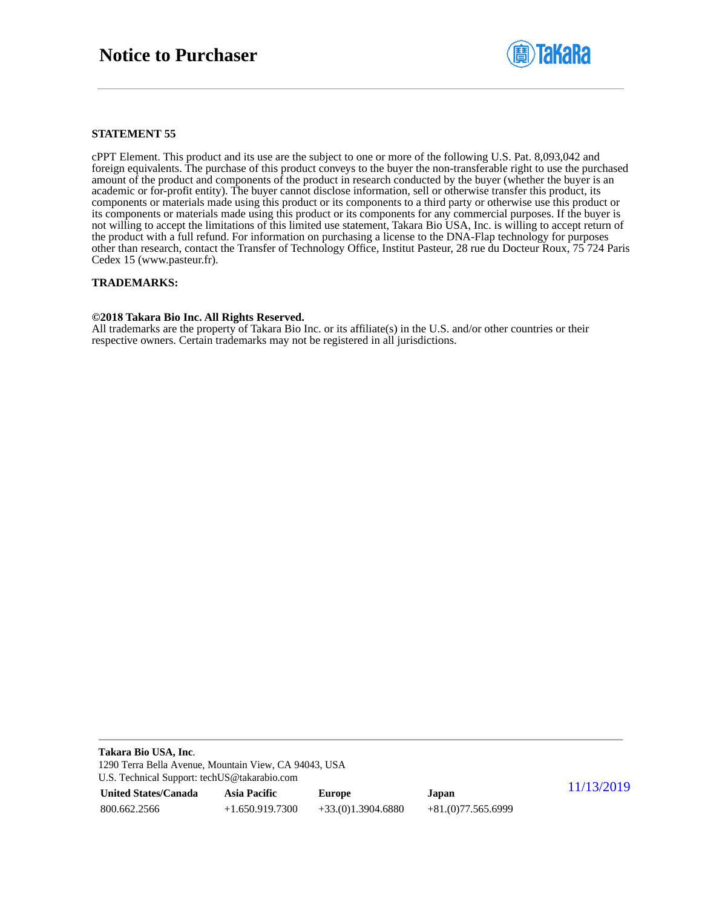# Notice to Purchaser

**STATEMENT 55**

cPPT Element. This product and its use are the subject to one or more of the following U.S. Pat. 8,093,042 and foreign equivalents. The purchase of this product conveys to the buyer the non-transferable right to use the purchased amount of the product and components of the product in research conducted by the buyer (whether the buyer is an academic or for-profit entity). The buyer cannot disclose information, sell or otherwise transfer this product, its components or materials made using this product or its components to a third party or otherwise use this product or its components or materials made using this product or its components for any commercial purposes. If the buyer is not willing to accept the limitations of this limited use statement, Takara Bio USA, Inc. is willing to accept return of the product with a full refund. For information on purchasing a license to the DNA-Flap technology for purposes other than research, contact the Transfer of Technology Office, Institut Pasteur, 28 rue du Docteur Roux, 75 724 Paris Cedex 15 (www.pasteur.fr).

**TRADEMARKS:**

**©2018 Takara Bio Inc. All Rights Reserved.**
All trademarks are the property of Takara Bio Inc. or its affiliate(s) in the U.S. and/or other countries or their respective owners. Certain trademarks may not be registered in all jurisdictions.

**Takara Bio USA, Inc.**
1290 Terra Bella Avenue, Mountain View, CA 94043, USA
U.S. Technical Support: techUS@takarabio.com

| United States/Canada | Asia Pacific | Europe | Japan |
|---|---|---|---|
| 800.662.2566 | +1.650.919.7300 | +33.(0)1.3904.6880 | +81.(0)77.565.6999 |

11/13/2019